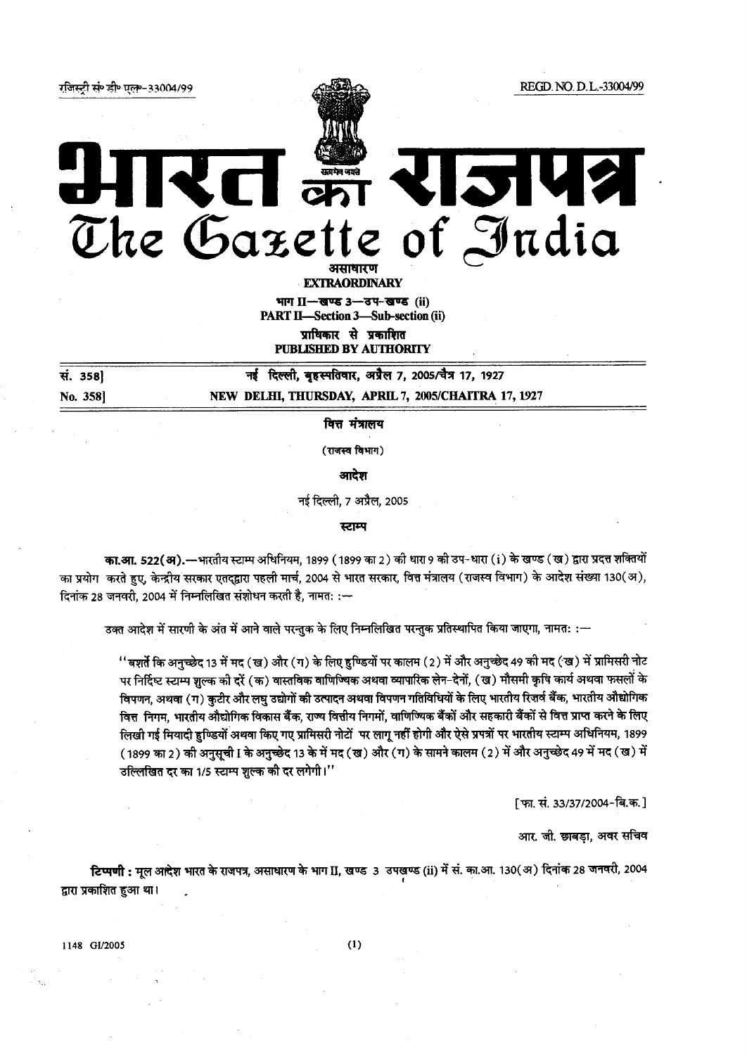रजिस्ट्री सं॰ डी॰ एल॰-33004/99 REGD. NO. D. L.-33004/99

# भारत का राजपत्र
# The Gazette of India

**असाधारण**

**EXTRAORDINARY**

**भाग II—खण्ड 3—उप-खण्ड (ii)**

**PART II—Section 3—Sub-section (ii)**

**प्राधिकार से प्रकाशित**

**PUBLISHED BY AUTHORITY**

| सं. 358] | नई दिल्ली, बृहस्पतिवार, अप्रैल 7, 2005/चैत्र 17, 1927 |
|---|---|
| No. 358] | NEW DELHI, THURSDAY, APRIL 7, 2005/CHAITRA 17, 1927 |

## वित्त मंत्रालय

(राजस्व विभाग)

### आदेश

नई दिल्ली, 7 अप्रैल, 2005

**स्टाम्प**

**का.आ. 522(अ).**—भारतीय स्टाम्प अधिनियम, 1899 (1899 का 2) की धारा 9 की उप-धारा (i) के खण्ड (ख) द्वारा प्रदत्त शक्तियों का प्रयोग करते हुए, केन्द्रीय सरकार एतद्द्वारा पहली मार्च, 2004 से भारत सरकार, वित्त मंत्रालय (राजस्व विभाग) के आदेश संख्या 130(अ), दिनांक 28 जनवरी, 2004 में निम्नलिखित संशोधन करती है, नामत: :—

उक्त आदेश में सारणी के अंत में आने वाले परन्तुक के लिए निम्नलिखित परन्तुक प्रतिस्थापित किया जाएगा, नामत: :—

"बशर्ते कि अनुच्छेद 13 में मद (ख) और (ग) के लिए हुण्डियों पर कालम (2) में और अनुच्छेद 49 की मद (ख) में प्रामिसरी नोट पर निर्दिष्ट स्टाम्प शुल्क की दरें (क) वास्तविक वाणिज्यिक अथवा व्यापारिक लेन-देनों, (ख) मौसमी कृषि कार्य अथवा फसलों के विपणन, अथवा (ग) कुटीर और लघु उद्योगों की उत्पादन अथवा विपणन गतिविधियों के लिए भारतीय रिज़र्व बैंक, भारतीय औद्योगिक वित्त निगम, भारतीय औद्योगिक विकास बैंक, राज्य वित्तीय निगमों, वाणिज्यिक बैंकों और सहकारी बैंकों से वित्त प्राप्त करने के लिए लिखी गई मियादी हुण्डियों अथवा किए गए प्रामिसरी नोटों पर लागू नहीं होगी और ऐसे प्रपत्रों पर भारतीय स्टाम्प अधिनियम, 1899 (1899 का 2) की अनुसूची I के अनुच्छेद 13 के में मद (ख) और (ग) के सामने कालम (2) में और अनुच्छेद 49 में मद (ख) में उल्लिखित दर का 1/5 स्टाम्प शुल्क की दर लगेगी।"

[फा. सं. 33/37/2004-बि.क.]

आर. जी. छाबड़ा, अवर सचिव

**टिप्पणी :** मूल आदेश भारत के राजपत्र, असाधारण के भाग II, खण्ड 3 उपखण्ड (ii) में सं. का.आ. 130(अ) दिनांक 28 जनवरी, 2004 द्वारा प्रकाशित हुआ था।

1148 GI/2005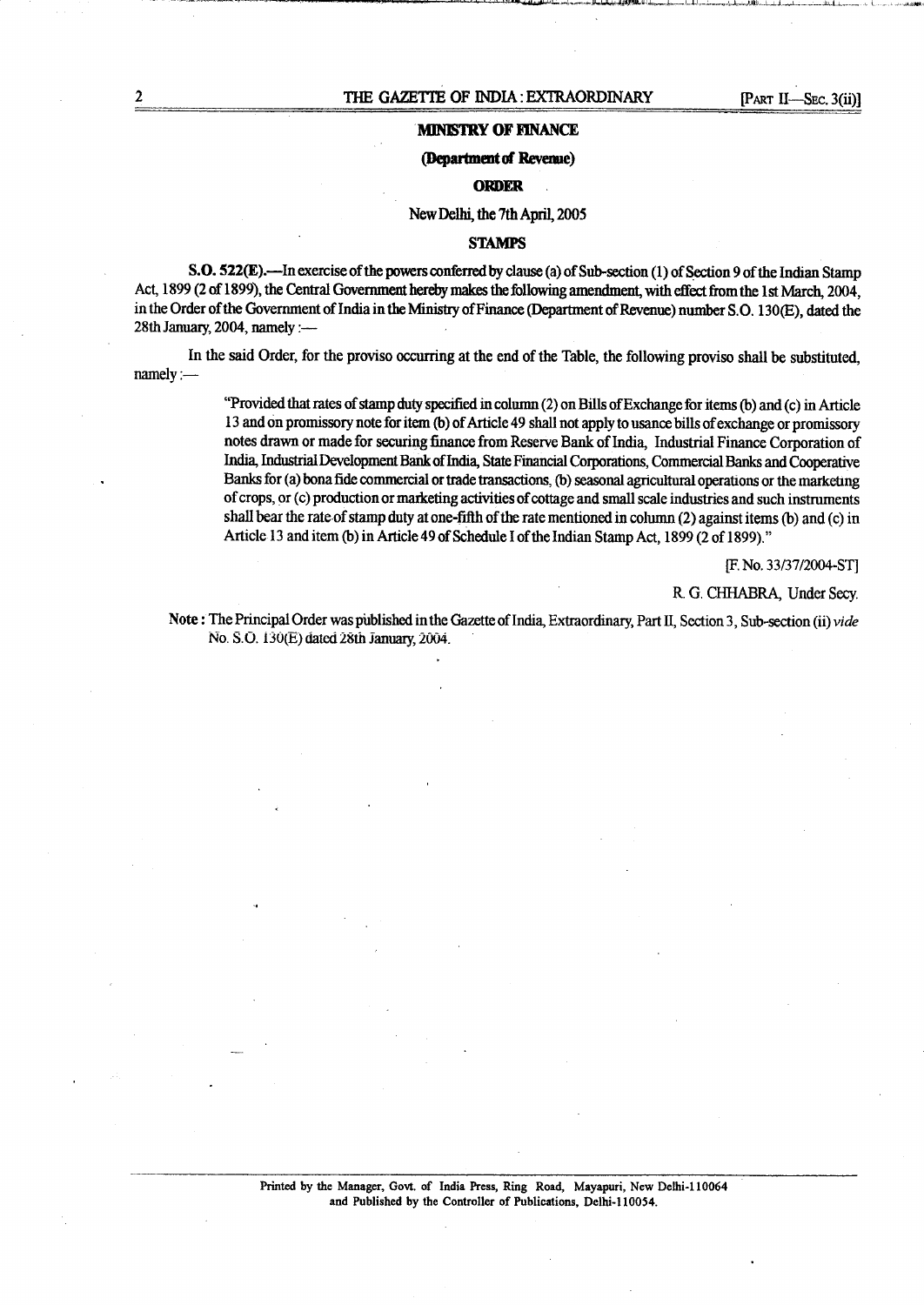## MINISTRY OF FINANCE

### (Department of Revenue)

### ORDER

New Delhi, the 7th April, 2005

### STAMPS

**S.O. 522(E).**—In exercise of the powers conferred by clause (a) of Sub-section (1) of Section 9 of the Indian Stamp Act, 1899 (2 of 1899), the Central Government hereby makes the following amendment, with effect from the 1st March, 2004, in the Order of the Government of India in the Ministry of Finance (Department of Revenue) number S.O. 130(E), dated the 28th January, 2004, namely :—

In the said Order, for the proviso occurring at the end of the Table, the following proviso shall be substituted, namely :—

> "Provided that rates of stamp duty specified in column (2) on Bills of Exchange for items (b) and (c) in Article 13 and on promissory note for item (b) of Article 49 shall not apply to usance bills of exchange or promissory notes drawn or made for securing finance from Reserve Bank of India, Industrial Finance Corporation of India, Industrial Development Bank of India, State Financial Corporations, Commercial Banks and Cooperative Banks for (a) bona fide commercial or trade transactions, (b) seasonal agricultural operations or the marketing of crops, or (c) production or marketing activities of cottage and small scale industries and such instruments shall bear the rate of stamp duty at one-fifth of the rate mentioned in column (2) against items (b) and (c) in Article 13 and item (b) in Article 49 of Schedule I of the Indian Stamp Act, 1899 (2 of 1899)."

[F. No. 33/37/2004-ST]

R. G. CHHABRA, Under Secy.

**Note :** The Principal Order was published in the Gazette of India, Extraordinary, Part II, Section 3, Sub-section (ii) *vide* No. S.O. 130(E) dated 28th January, 2004.

Printed by the Manager, Govt. of India Press, Ring Road, Mayapuri, New Delhi-110064 and Published by the Controller of Publications, Delhi-110054.